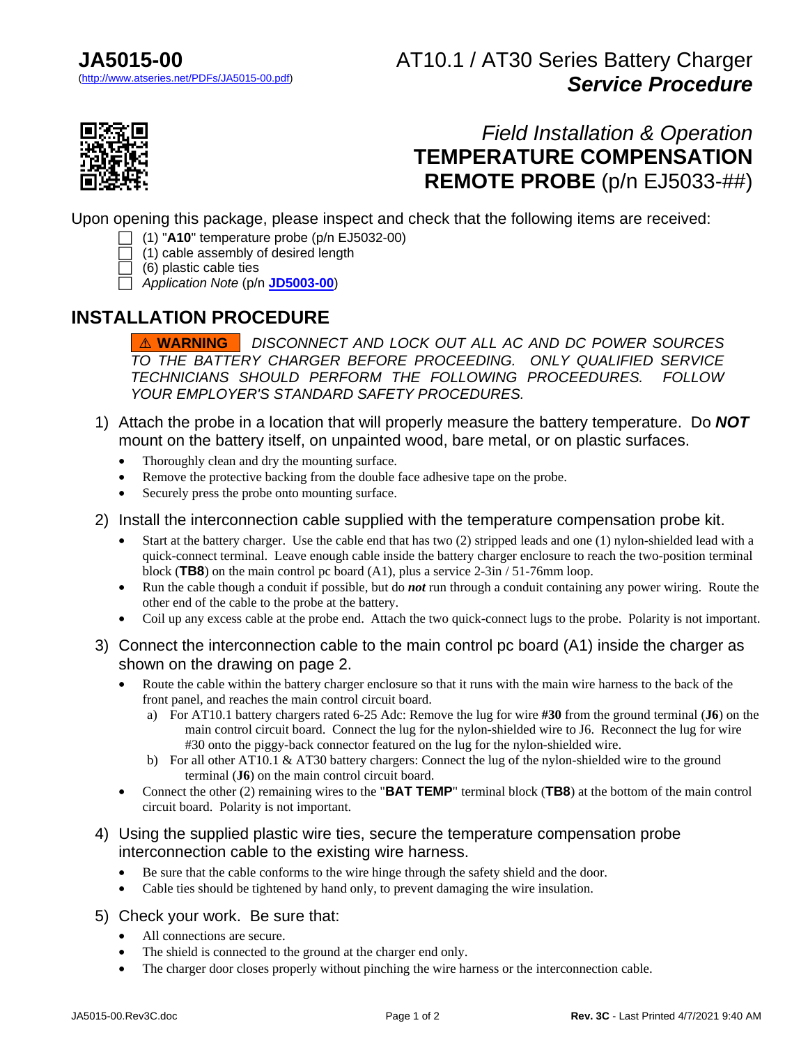**JA5015-00**
(http://www.atseries.net/PDFs/JA5015-00.pdf)

AT10.1 / AT30 Series Battery Charger
***Service Procedure***

*Field Installation & Operation*
# TEMPERATURE COMPENSATION REMOTE PROBE (p/n EJ5033-##)

Upon opening this package, please inspect and check that the following items are received:

- ☐ (1) "**A10**" temperature probe (p/n EJ5032-00)
- ☐ (1) cable assembly of desired length
- ☐ (6) plastic cable ties
- ☐ *Application Note* (p/n **JD5003-00**)

## INSTALLATION PROCEDURE

**⚠ WARNING** *DISCONNECT AND LOCK OUT ALL AC AND DC POWER SOURCES TO THE BATTERY CHARGER BEFORE PROCEEDING. ONLY QUALIFIED SERVICE TECHNICIANS SHOULD PERFORM THE FOLLOWING PROCEEDURES. FOLLOW YOUR EMPLOYER'S STANDARD SAFETY PROCEDURES.*

1) Attach the probe in a location that will properly measure the battery temperature. Do ***NOT*** mount on the battery itself, on unpainted wood, bare metal, or on plastic surfaces.
   - Thoroughly clean and dry the mounting surface.
   - Remove the protective backing from the double face adhesive tape on the probe.
   - Securely press the probe onto mounting surface.

2) Install the interconnection cable supplied with the temperature compensation probe kit.
   - Start at the battery charger. Use the cable end that has two (2) stripped leads and one (1) nylon-shielded lead with a quick-connect terminal. Leave enough cable inside the battery charger enclosure to reach the two-position terminal block (**TB8**) on the main control pc board (A1), plus a service 2-3in / 51-76mm loop.
   - Run the cable though a conduit if possible, but do ***not*** run through a conduit containing any power wiring. Route the other end of the cable to the probe at the battery.
   - Coil up any excess cable at the probe end. Attach the two quick-connect lugs to the probe. Polarity is not important.

3) Connect the interconnection cable to the main control pc board (A1) inside the charger as shown on the drawing on page 2.
   - Route the cable within the battery charger enclosure so that it runs with the main wire harness to the back of the front panel, and reaches the main control circuit board.
     - a) For AT10.1 battery chargers rated 6-25 Adc: Remove the lug for wire **#30** from the ground terminal (**J6**) on the main control circuit board. Connect the lug for the nylon-shielded wire to J6. Reconnect the lug for wire #30 onto the piggy-back connector featured on the lug for the nylon-shielded wire.
     - b) For all other AT10.1 & AT30 battery chargers: Connect the lug of the nylon-shielded wire to the ground terminal (**J6**) on the main control circuit board.
   - Connect the other (2) remaining wires to the "**BAT TEMP**" terminal block (**TB8**) at the bottom of the main control circuit board. Polarity is not important.

4) Using the supplied plastic wire ties, secure the temperature compensation probe interconnection cable to the existing wire harness.
   - Be sure that the cable conforms to the wire hinge through the safety shield and the door.
   - Cable ties should be tightened by hand only, to prevent damaging the wire insulation.

5) Check your work. Be sure that:
   - All connections are secure.
   - The shield is connected to the ground at the charger end only.
   - The charger door closes properly without pinching the wire harness or the interconnection cable.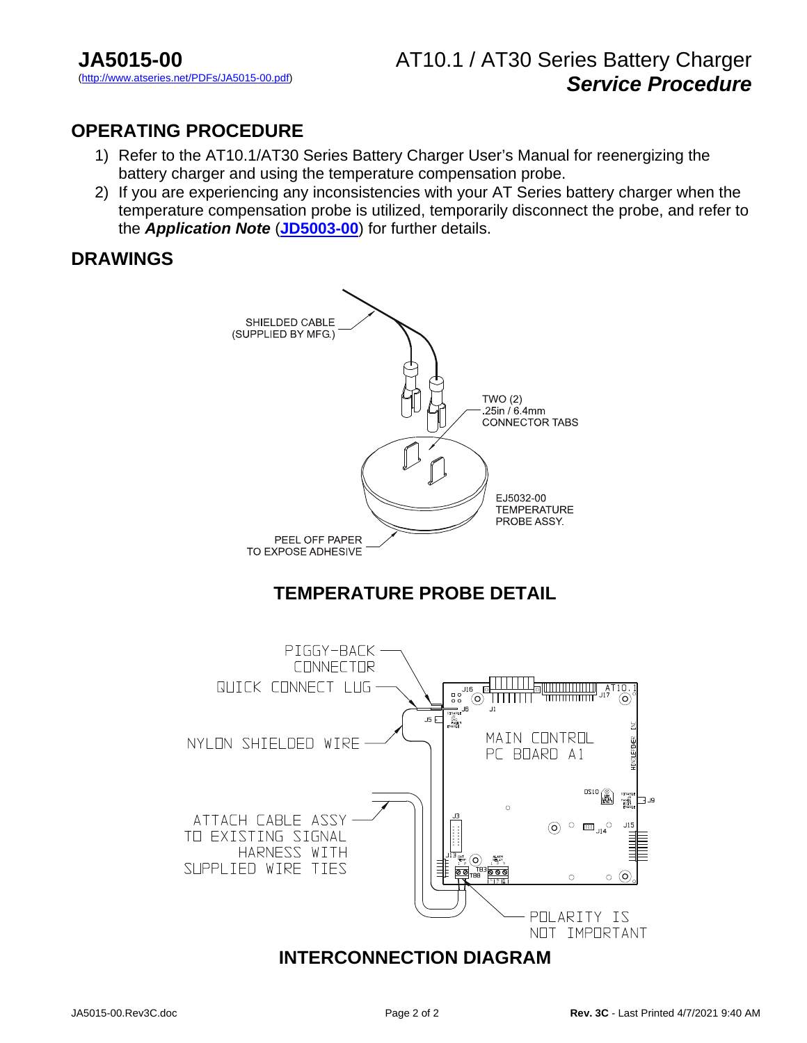## OPERATING PROCEDURE

1) Refer to the AT10.1/AT30 Series Battery Charger User's Manual for reenergizing the battery charger and using the temperature compensation probe.
2) If you are experiencing any inconsistencies with your AT Series battery charger when the temperature compensation probe is utilized, temporarily disconnect the probe, and refer to the ***Application Note*** (**JD5003-00**) for further details.

## DRAWINGS

SHIELDED CABLE (SUPPLIED BY MFG.)

TWO (2) .25in / 6.4mm CONNECTOR TABS

EJ5032-00 TEMPERATURE PROBE ASSY.

PEEL OFF PAPER TO EXPOSE ADHESIVE

### TEMPERATURE PROBE DETAIL

PIGGY-BACK CONNECTOR

QUICK CONNECT LUG

NYLON SHIELDED WIRE

ATTACH CABLE ASSY TO EXISTING SIGNAL HARNESS WITH SUPPLIED WIRE TIES

MAIN CONTROL PC BOARD A1

POLARITY IS NOT IMPORTANT

### INTERCONNECTION DIAGRAM